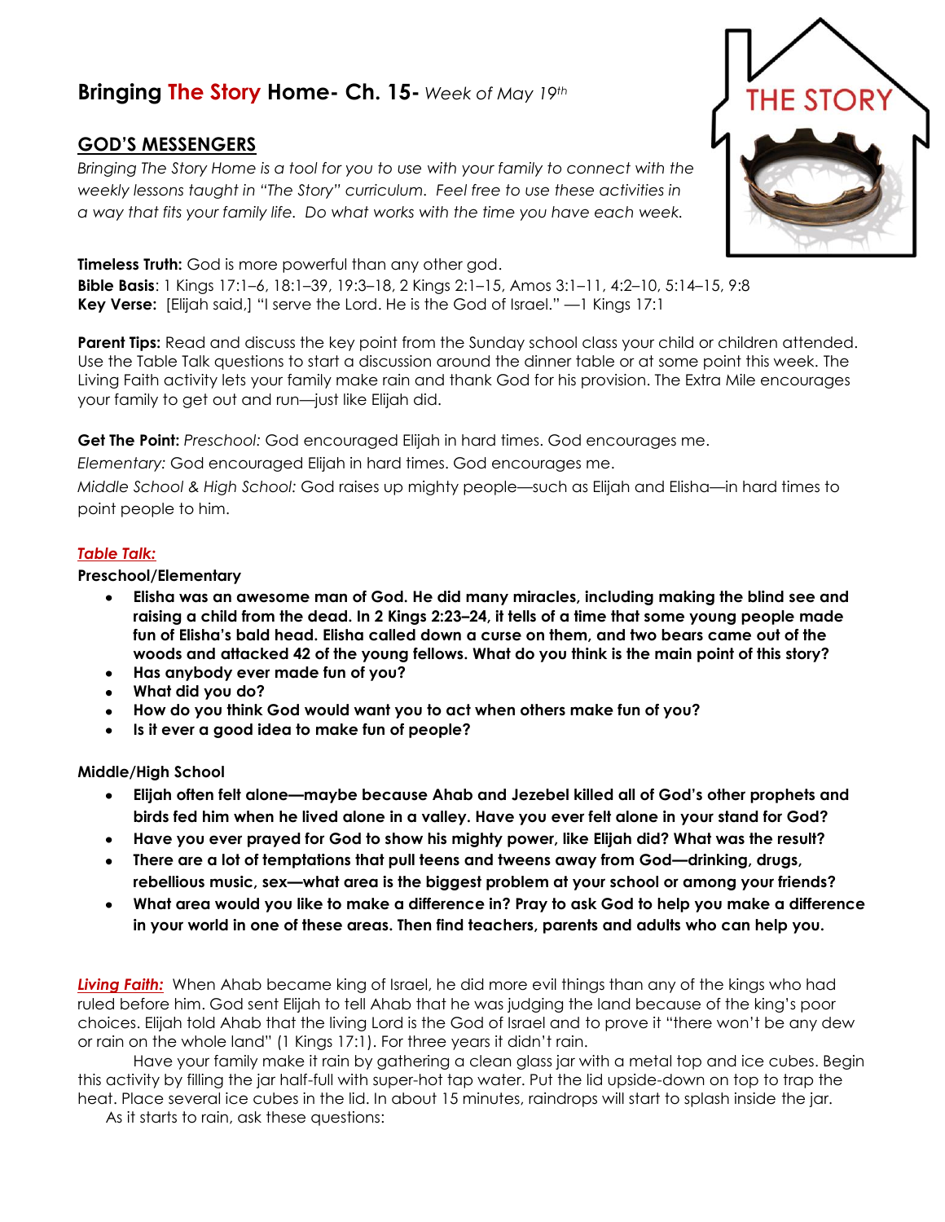# Bringing The Story Home- Ch. 15- *Week of May 19th*

## GOD'S MESSENGERS

*Bringing The Story Home is a tool for you to use with your family to connect with the weekly lessons taught in "The Story" curriculum. Feel free to use these activities in a way that fits your family life. Do what works with the time you have each week.*

**Timeless Truth:** God is more powerful than any other god.
**Bible Basis**: 1 Kings 17:1–6, 18:1–39, 19:3–18, 2 Kings 2:1–15, Amos 3:1–11, 4:2–10, 5:14–15, 9:8
**Key Verse:** [Elijah said,] "I serve the Lord. He is the God of Israel." —1 Kings 17:1

**Parent Tips:** Read and discuss the key point from the Sunday school class your child or children attended. Use the Table Talk questions to start a discussion around the dinner table or at some point this week. The Living Faith activity lets your family make rain and thank God for his provision. The Extra Mile encourages your family to get out and run—just like Elijah did.

**Get The Point:** *Preschool:* God encouraged Elijah in hard times. God encourages me.

*Elementary:* God encouraged Elijah in hard times. God encourages me.

*Middle School & High School:* God raises up mighty people—such as Elijah and Elisha—in hard times to point people to him.

***Table Talk:***

**Preschool/Elementary**

- **Elisha was an awesome man of God. He did many miracles, including making the blind see and raising a child from the dead. In 2 Kings 2:23–24, it tells of a time that some young people made fun of Elisha's bald head. Elisha called down a curse on them, and two bears came out of the woods and attacked 42 of the young fellows. What do you think is the main point of this story?**
- **Has anybody ever made fun of you?**
- **What did you do?**
- **How do you think God would want you to act when others make fun of you?**
- **Is it ever a good idea to make fun of people?**

**Middle/High School**

- **Elijah often felt alone—maybe because Ahab and Jezebel killed all of God's other prophets and birds fed him when he lived alone in a valley. Have you ever felt alone in your stand for God?**
- **Have you ever prayed for God to show his mighty power, like Elijah did? What was the result?**
- **There are a lot of temptations that pull teens and tweens away from God—drinking, drugs, rebellious music, sex—what area is the biggest problem at your school or among your friends?**
- **What area would you like to make a difference in? Pray to ask God to help you make a difference in your world in one of these areas. Then find teachers, parents and adults who can help you.**

***Living Faith:*** When Ahab became king of Israel, he did more evil things than any of the kings who had ruled before him. God sent Elijah to tell Ahab that he was judging the land because of the king's poor choices. Elijah told Ahab that the living Lord is the God of Israel and to prove it "there won't be any dew or rain on the whole land" (1 Kings 17:1). For three years it didn't rain.

Have your family make it rain by gathering a clean glass jar with a metal top and ice cubes. Begin this activity by filling the jar half-full with super-hot tap water. Put the lid upside-down on top to trap the heat. Place several ice cubes in the lid. In about 15 minutes, raindrops will start to splash inside the jar.

As it starts to rain, ask these questions: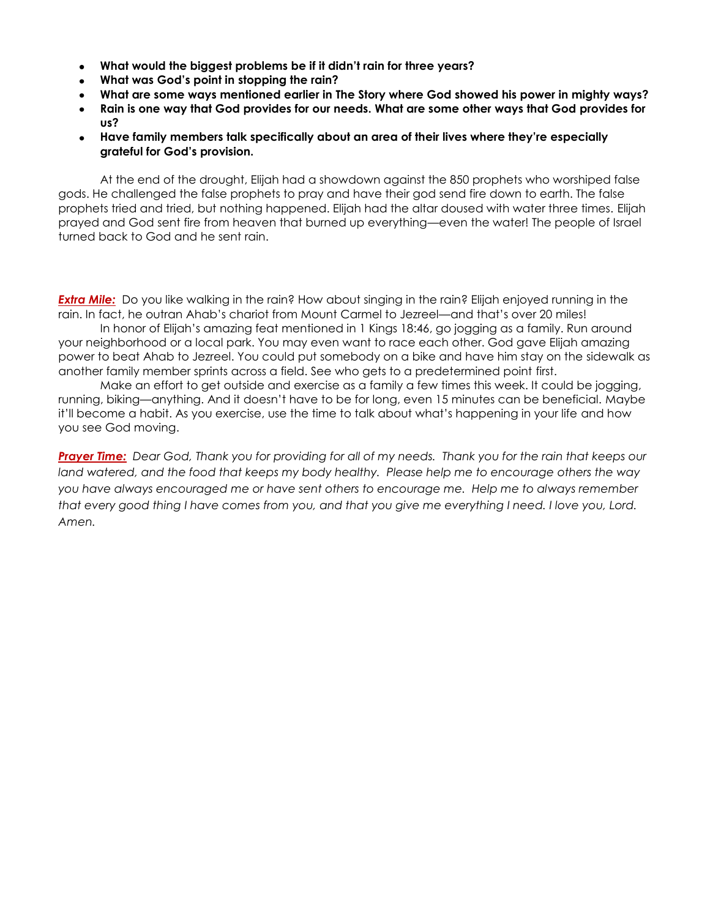- **What would the biggest problems be if it didn't rain for three years?**
- **What was God's point in stopping the rain?**
- **What are some ways mentioned earlier in The Story where God showed his power in mighty ways?**
- **Rain is one way that God provides for our needs. What are some other ways that God provides for us?**
- **Have family members talk specifically about an area of their lives where they're especially grateful for God's provision.**

At the end of the drought, Elijah had a showdown against the 850 prophets who worshiped false gods. He challenged the false prophets to pray and have their god send fire down to earth. The false prophets tried and tried, but nothing happened. Elijah had the altar doused with water three times. Elijah prayed and God sent fire from heaven that burned up everything—even the water! The people of Israel turned back to God and he sent rain.

***Extra Mile:*** Do you like walking in the rain? How about singing in the rain? Elijah enjoyed running in the rain. In fact, he outran Ahab's chariot from Mount Carmel to Jezreel—and that's over 20 miles!

In honor of Elijah's amazing feat mentioned in 1 Kings 18:46, go jogging as a family. Run around your neighborhood or a local park. You may even want to race each other. God gave Elijah amazing power to beat Ahab to Jezreel. You could put somebody on a bike and have him stay on the sidewalk as another family member sprints across a field. See who gets to a predetermined point first.

Make an effort to get outside and exercise as a family a few times this week. It could be jogging, running, biking—anything. And it doesn't have to be for long, even 15 minutes can be beneficial. Maybe it'll become a habit. As you exercise, use the time to talk about what's happening in your life and how you see God moving.

***Prayer Time:*** *Dear God, Thank you for providing for all of my needs. Thank you for the rain that keeps our land watered, and the food that keeps my body healthy. Please help me to encourage others the way you have always encouraged me or have sent others to encourage me. Help me to always remember that every good thing I have comes from you, and that you give me everything I need. I love you, Lord. Amen.*